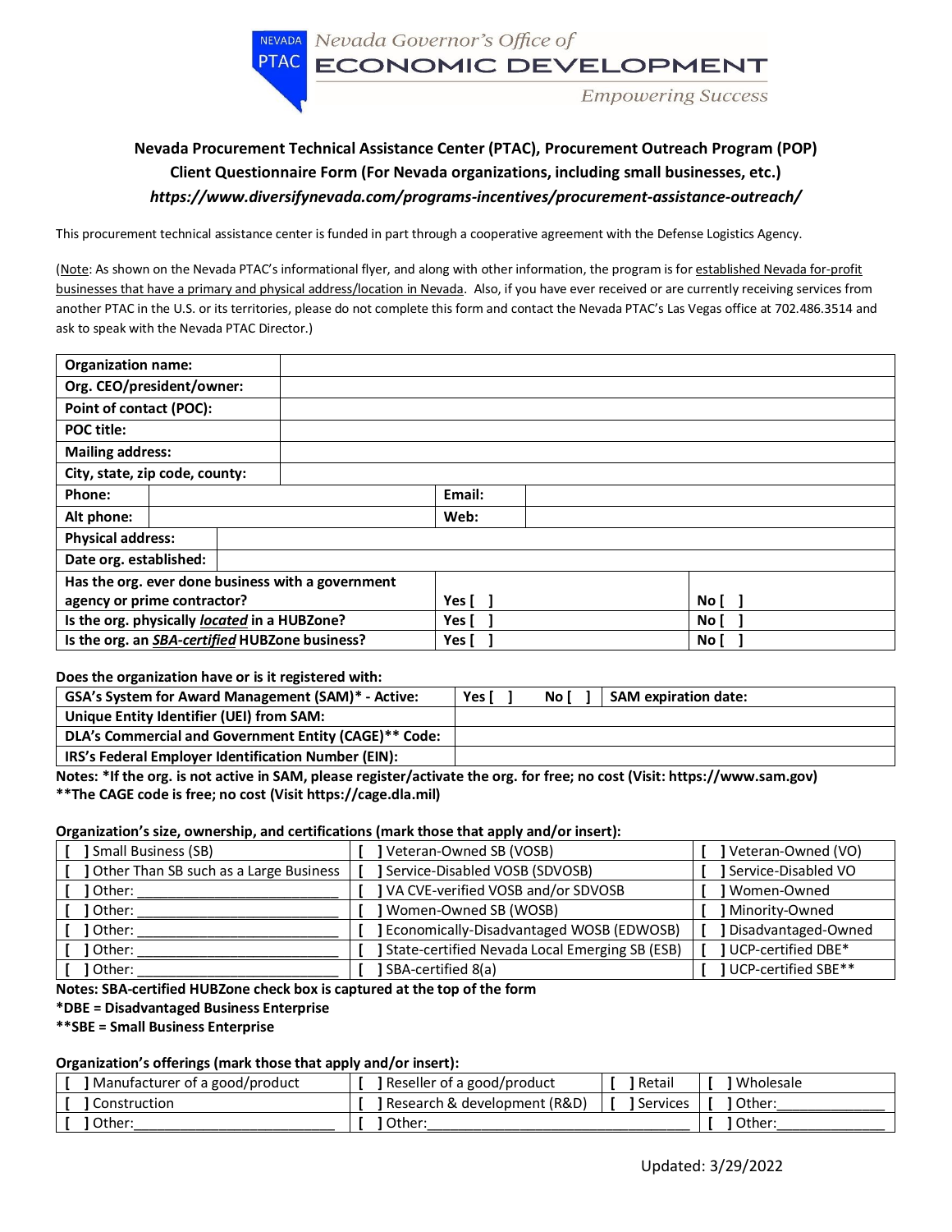Nevada Governor's Office of ECONOMIC DEVELOPMENT

Empowering Success

NEVADA PTAC

## Nevada Procurement Technical Assistance Center (PTAC), Procurement Outreach Program (POP)
## Client Questionnaire Form (For Nevada organizations, including small businesses, etc.)
### *https://www.diversifynevada.com/programs-incentives/procurement-assistance-outreach/*

This procurement technical assistance center is funded in part through a cooperative agreement with the Defense Logistics Agency.

(Note: As shown on the Nevada PTAC's informational flyer, and along with other information, the program is for established Nevada for-profit businesses that have a primary and physical address/location in Nevada. Also, if you have ever received or are currently receiving services from another PTAC in the U.S. or its territories, please do not complete this form and contact the Nevada PTAC's Las Vegas office at 702.486.3514 and ask to speak with the Nevada PTAC Director.)

| **Organization name:** | | | |
|---|---|---|---|
| **Org. CEO/president/owner:** | | | |
| **Point of contact (POC):** | | | |
| **POC title:** | | | |
| **Mailing address:** | | | |
| **City, state, zip code, county:** | | | |
| **Phone:** | | **Email:** | |
| **Alt phone:** | | **Web:** | |
| **Physical address:** | | | |
| **Date org. established:** | | | |
| **Has the org. ever done business with a government agency or prime contractor?** | | **Yes [ ]** | **No [ ]** |
| **Is the org. physically *located* in a HUBZone?** | | **Yes [ ]** | **No [ ]** |
| **Is the org. an *SBA-certified* HUBZone business?** | | **Yes [ ]** | **No [ ]** |

**Does the organization have or is it registered with:**

| **GSA's System for Award Management (SAM)* - Active:** | **Yes [ ] No [ ]** | **SAM expiration date:** |
|---|---|---|
| **Unique Entity Identifier (UEI) from SAM:** | | |
| **DLA's Commercial and Government Entity (CAGE)** Code:** | | |
| **IRS's Federal Employer Identification Number (EIN):** | | |

**Notes: *If the org. is not active in SAM, please register/activate the org. for free; no cost (Visit: https://www.sam.gov)**
**\*\*The CAGE code is free; no cost (Visit https://cage.dla.mil)**

**Organization's size, ownership, and certifications (mark those that apply and/or insert):**

| | | |
|---|---|---|
| [ ] Small Business (SB) | [ ] Veteran-Owned SB (VOSB) | [ ] Veteran-Owned (VO) |
| [ ] Other Than SB such as a Large Business | [ ] Service-Disabled VOSB (SDVOSB) | [ ] Service-Disabled VO |
| [ ] Other: ___________________________ | [ ] VA CVE-verified VOSB and/or SDVOSB | [ ] Women-Owned |
| [ ] Other: ___________________________ | [ ] Women-Owned SB (WOSB) | [ ] Minority-Owned |
| [ ] Other: ___________________________ | [ ] Economically-Disadvantaged WOSB (EDWOSB) | [ ] Disadvantaged-Owned |
| [ ] Other: ___________________________ | [ ] State-certified Nevada Local Emerging SB (ESB) | [ ] UCP-certified DBE* |
| [ ] Other: ___________________________ | [ ] SBA-certified 8(a) | [ ] UCP-certified SBE** |

**Notes: SBA-certified HUBZone check box is captured at the top of the form**
**\*DBE = Disadvantaged Business Enterprise**
**\*\*SBE = Small Business Enterprise**

**Organization's offerings (mark those that apply and/or insert):**

| | | | |
|---|---|---|---|
| [ ] Manufacturer of a good/product | [ ] Reseller of a good/product | [ ] Retail | [ ] Wholesale |
| [ ] Construction | [ ] Research & development (R&D) | [ ] Services | [ ] Other:______________ |
| [ ] Other:___________________________ | [ ] Other:___________________________________ | | [ ] Other:______________ |

Updated: 3/29/2022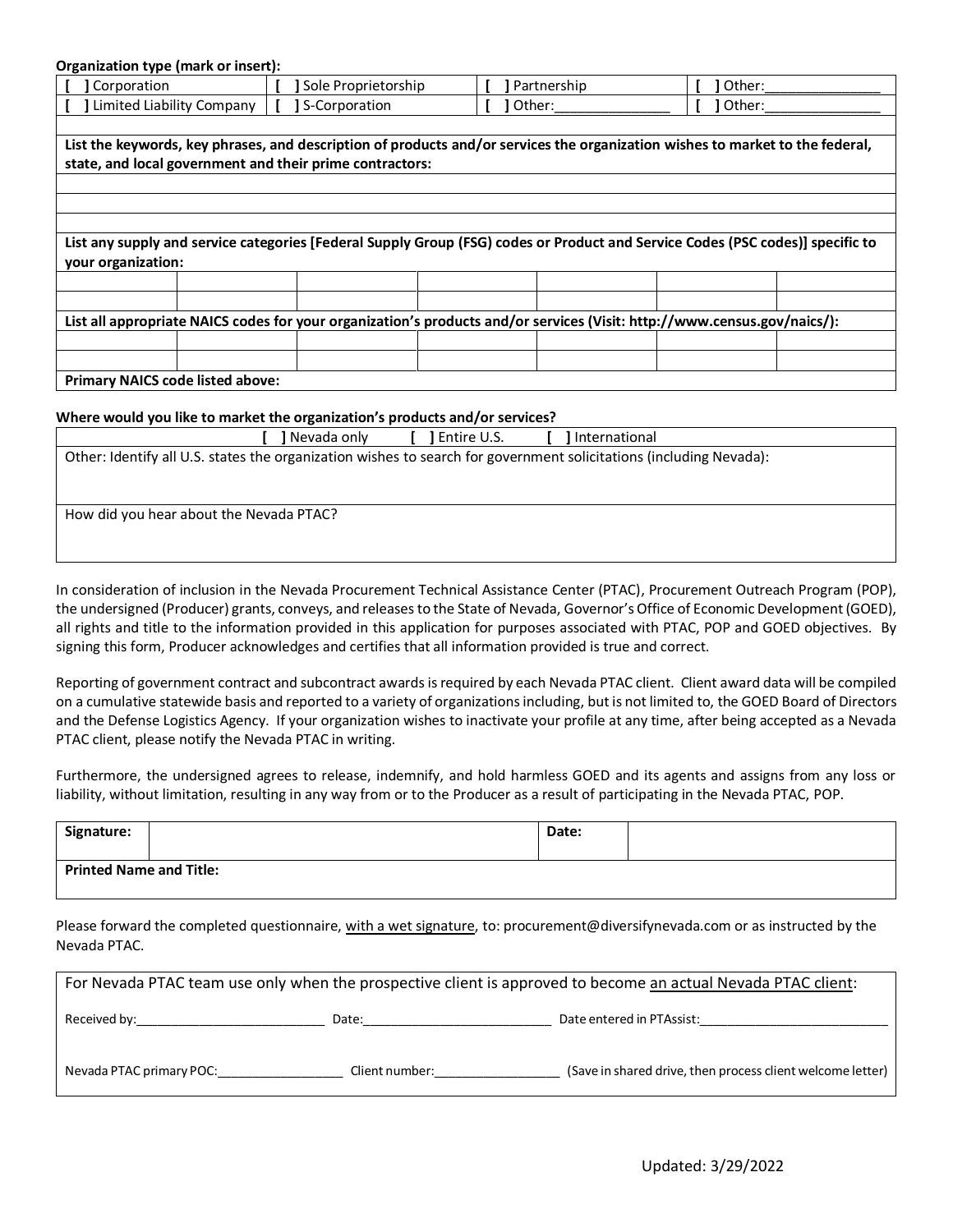**Organization type (mark or insert):**

| | | | |
|---|---|---|---|
| [ ] Corporation | [ ] Sole Proprietorship | [ ] Partnership | [ ] Other:_______________ |
| [ ] Limited Liability Company | [ ] S-Corporation | [ ] Other:_______________ | [ ] Other:_______________ |

**List the keywords, key phrases, and description of products and/or services the organization wishes to market to the federal, state, and local government and their prime contractors:**

| |
|---|
| |
| |
| |

**List any supply and service categories [Federal Supply Group (FSG) codes or Product and Service Codes (PSC codes)] specific to your organization:**

| | | | | | | |
|---|---|---|---|---|---|---|
| | | | | | | |
| | | | | | | |

**List all appropriate NAICS codes for your organization's products and/or services (Visit: http://www.census.gov/naics/):**

| | | | | | | |
|---|---|---|---|---|---|---|
| | | | | | | |
| | | | | | | |

**Primary NAICS code listed above:**

**Where would you like to market the organization's products and/or services?**

[ ] Nevada only [ ] Entire U.S. [ ] International

Other: Identify all U.S. states the organization wishes to search for government solicitations (including Nevada):

How did you hear about the Nevada PTAC?

In consideration of inclusion in the Nevada Procurement Technical Assistance Center (PTAC), Procurement Outreach Program (POP), the undersigned (Producer) grants, conveys, and releases to the State of Nevada, Governor's Office of Economic Development (GOED), all rights and title to the information provided in this application for purposes associated with PTAC, POP and GOED objectives. By signing this form, Producer acknowledges and certifies that all information provided is true and correct.

Reporting of government contract and subcontract awards is required by each Nevada PTAC client. Client award data will be compiled on a cumulative statewide basis and reported to a variety of organizations including, but is not limited to, the GOED Board of Directors and the Defense Logistics Agency. If your organization wishes to inactivate your profile at any time, after being accepted as a Nevada PTAC client, please notify the Nevada PTAC in writing.

Furthermore, the undersigned agrees to release, indemnify, and hold harmless GOED and its agents and assigns from any loss or liability, without limitation, resulting in any way from or to the Producer as a result of participating in the Nevada PTAC, POP.

| | | | |
|---|---|---|---|
| **Signature:** | | **Date:** | |
| **Printed Name and Title:** | | | |

Please forward the completed questionnaire, <u>with a wet signature</u>, to: procurement@diversifynevada.com or as instructed by the Nevada PTAC.

For Nevada PTAC team use only when the prospective client is approved to become <u>an actual Nevada PTAC client</u>:

Received by:___________________________ Date:___________________________ Date entered in PTAssist:___________________________

Nevada PTAC primary POC:__________________ Client number:__________________ (Save in shared drive, then process client welcome letter)

Updated: 3/29/2022